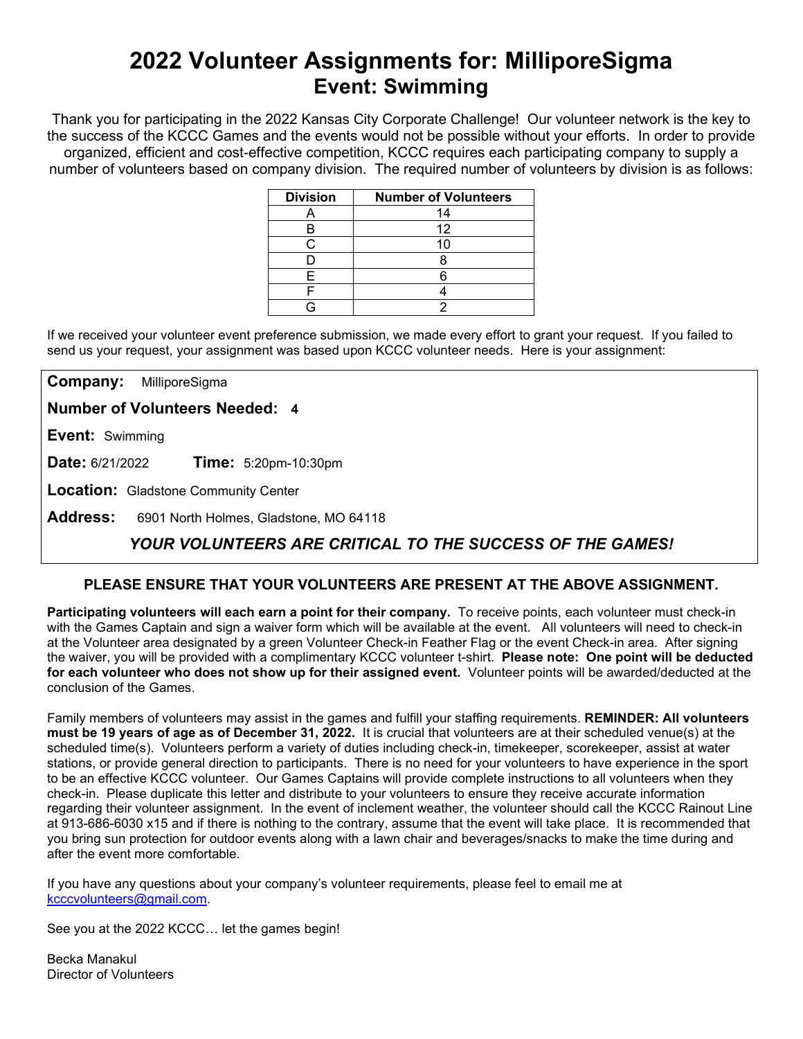# 2022 Volunteer Assignments for: MilliporeSigma
## Event: Swimming

Thank you for participating in the 2022 Kansas City Corporate Challenge! Our volunteer network is the key to the success of the KCCC Games and the events would not be possible without your efforts. In order to provide organized, efficient and cost-effective competition, KCCC requires each participating company to supply a number of volunteers based on company division. The required number of volunteers by division is as follows:

| Division | Number of Volunteers |
|---|---|
| A | 14 |
| B | 12 |
| C | 10 |
| D | 8 |
| E | 6 |
| F | 4 |
| G | 2 |

If we received your volunteer event preference submission, we made every effort to grant your request. If you failed to send us your request, your assignment was based upon KCCC volunteer needs. Here is your assignment:

**Company:** MilliporeSigma

**Number of Volunteers Needed:** **4**

**Event:** Swimming

**Date:** 6/21/2022 **Time:** 5:20pm-10:30pm

**Location:** Gladstone Community Center

**Address:** 6901 North Holmes, Gladstone, MO 64118

***YOUR VOLUNTEERS ARE CRITICAL TO THE SUCCESS OF THE GAMES!***

**PLEASE ENSURE THAT YOUR VOLUNTEERS ARE PRESENT AT THE ABOVE ASSIGNMENT.**

**Participating volunteers will each earn a point for their company.** To receive points, each volunteer must check-in with the Games Captain and sign a waiver form which will be available at the event. All volunteers will need to check-in at the Volunteer area designated by a green Volunteer Check-in Feather Flag or the event Check-in area. After signing the waiver, you will be provided with a complimentary KCCC volunteer t-shirt. **Please note: One point will be deducted for each volunteer who does not show up for their assigned event.** Volunteer points will be awarded/deducted at the conclusion of the Games.

Family members of volunteers may assist in the games and fulfill your staffing requirements. **REMINDER: All volunteers must be 19 years of age as of December 31, 2022.** It is crucial that volunteers are at their scheduled venue(s) at the scheduled time(s). Volunteers perform a variety of duties including check-in, timekeeper, scorekeeper, assist at water stations, or provide general direction to participants. There is no need for your volunteers to have experience in the sport to be an effective KCCC volunteer. Our Games Captains will provide complete instructions to all volunteers when they check-in. Please duplicate this letter and distribute to your volunteers to ensure they receive accurate information regarding their volunteer assignment. In the event of inclement weather, the volunteer should call the KCCC Rainout Line at 913-686-6030 x15 and if there is nothing to the contrary, assume that the event will take place. It is recommended that you bring sun protection for outdoor events along with a lawn chair and beverages/snacks to make the time during and after the event more comfortable.

If you have any questions about your company's volunteer requirements, please feel to email me at kcccvolunteers@gmail.com.

See you at the 2022 KCCC… let the games begin!

Becka Manakul
Director of Volunteers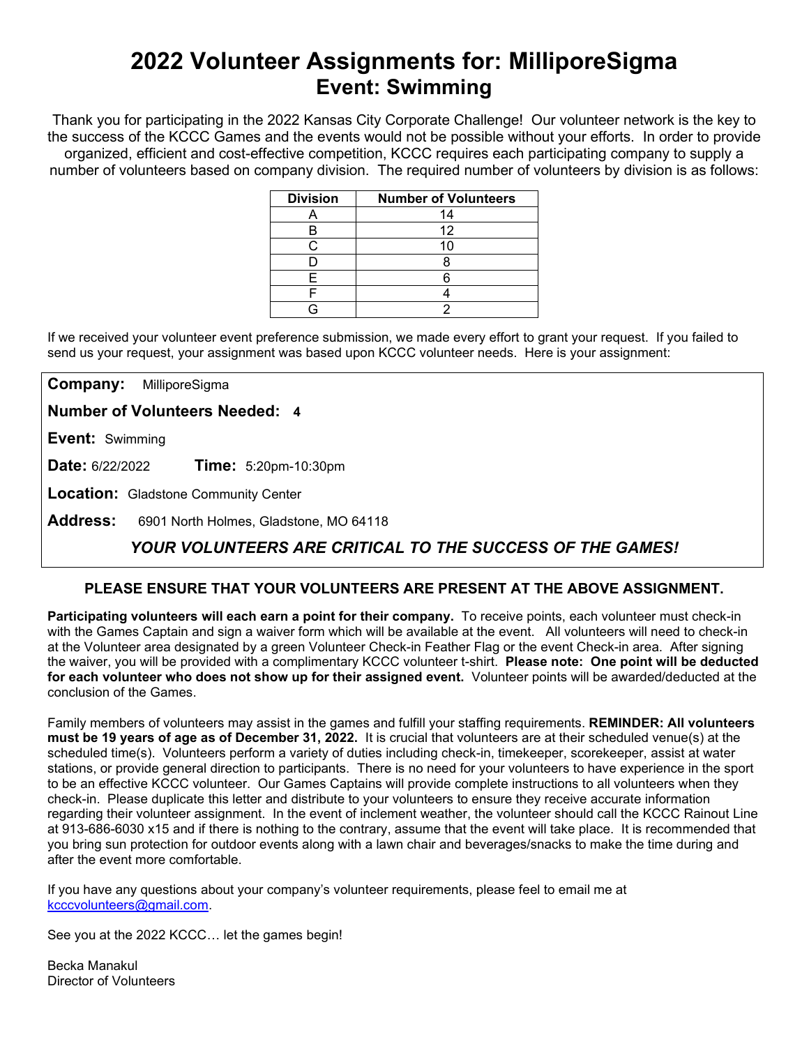# 2022 Volunteer Assignments for: MilliporeSigma

## Event: Swimming

Thank you for participating in the 2022 Kansas City Corporate Challenge! Our volunteer network is the key to the success of the KCCC Games and the events would not be possible without your efforts. In order to provide organized, efficient and cost-effective competition, KCCC requires each participating company to supply a number of volunteers based on company division. The required number of volunteers by division is as follows:

| Division | Number of Volunteers |
|---|---|
| A | 14 |
| B | 12 |
| C | 10 |
| D | 8 |
| E | 6 |
| F | 4 |
| G | 2 |

If we received your volunteer event preference submission, we made every effort to grant your request. If you failed to send us your request, your assignment was based upon KCCC volunteer needs. Here is your assignment:

**Company:** MilliporeSigma

**Number of Volunteers Needed:** **4**

**Event:** Swimming

**Date:** 6/22/2022 **Time:** 5:20pm-10:30pm

**Location:** Gladstone Community Center

**Address:** 6901 North Holmes, Gladstone, MO 64118

***YOUR VOLUNTEERS ARE CRITICAL TO THE SUCCESS OF THE GAMES!***

**PLEASE ENSURE THAT YOUR VOLUNTEERS ARE PRESENT AT THE ABOVE ASSIGNMENT.**

**Participating volunteers will each earn a point for their company.** To receive points, each volunteer must check-in with the Games Captain and sign a waiver form which will be available at the event. All volunteers will need to check-in at the Volunteer area designated by a green Volunteer Check-in Feather Flag or the event Check-in area. After signing the waiver, you will be provided with a complimentary KCCC volunteer t-shirt. **Please note: One point will be deducted for each volunteer who does not show up for their assigned event.** Volunteer points will be awarded/deducted at the conclusion of the Games.

Family members of volunteers may assist in the games and fulfill your staffing requirements. **REMINDER: All volunteers must be 19 years of age as of December 31, 2022.** It is crucial that volunteers are at their scheduled venue(s) at the scheduled time(s). Volunteers perform a variety of duties including check-in, timekeeper, scorekeeper, assist at water stations, or provide general direction to participants. There is no need for your volunteers to have experience in the sport to be an effective KCCC volunteer. Our Games Captains will provide complete instructions to all volunteers when they check-in. Please duplicate this letter and distribute to your volunteers to ensure they receive accurate information regarding their volunteer assignment. In the event of inclement weather, the volunteer should call the KCCC Rainout Line at 913-686-6030 x15 and if there is nothing to the contrary, assume that the event will take place. It is recommended that you bring sun protection for outdoor events along with a lawn chair and beverages/snacks to make the time during and after the event more comfortable.

If you have any questions about your company's volunteer requirements, please feel to email me at kcccvolunteers@gmail.com.

See you at the 2022 KCCC… let the games begin!

Becka Manakul
Director of Volunteers